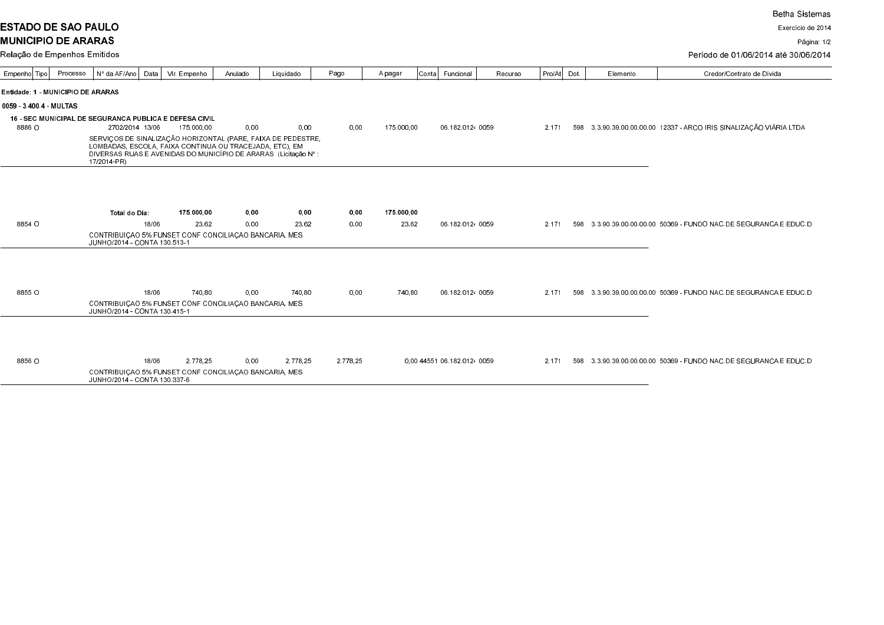**ESTADO DE SAO PAULO**

**MUNICIPIO DE ARARAS**

Relação de Empenhos Emitidos

Betha Sistemas

Exercício de 2014

Período de 01/06/2014 até 30/06/2014

| Empenho | Tipo | Processo | Nº da AF/Ano | Data | Vlr. Empenho | Anulado | Liquidado | Pago | A pagar | Conta | Funcional | Recurso | Pro/At | Dot. | Elemento | Credor/Contrato de Dívida |
|---|---|---|---|---|---|---|---|---|---|---|---|---|---|---|---|---|
| **Entidade: 1 - MUNICIPIO DE ARARAS** | | | | | | | | | | | | | | | | |
| **0059 - 3.400.4 - MULTAS** | | | | | | | | | | | | | | | | |
| **16 - SEC MUNICIPAL DE SEGURANCA PUBLICA E DEFESA CIVIL** | | | | | | | | | | | | | | | | |
| 8886 | O | | 2702/2014 | 13/06 | 175.000,00 | 0,00 | 0,00 | 0,00 | 175.000,00 | | 06.182.0124 | 0059 | 2.171 | 598 | 3.3.90.39.00.00.00 | 12337 - ARCO IRIS SINALIZAÇÃO VIÁRIA LTDA |
| | | | SERVIÇOS DE SINALIZAÇÃO HORIZONTAL (PARE, FAIXA DE PEDESTRE, LOMBADAS, ESCOLA, FAIXA CONTINUA OU TRACEJADA, ETC), EM DIVERSAS RUAS E AVENIDAS DO MUNICÍPIO DE ARARAS (Licitação Nº : 17/2014-PR) | | | | | | | | | | | | | |
| | | | **Total do Dia:** | | **175.000,00** | **0,00** | **0,00** | **0,00** | **175.000,00** | | | | | | | |
| 8854 | O | | | 18/06 | 23,62 | 0,00 | 23,62 | 0,00 | 23,62 | | 06.182.0124 | 0059 | 2.171 | 598 | 3.3.90.39.00.00.00 | 50369 - FUNDO NAC.DE SEGURANCA E EDUC.D |
| | | | CONTRIBUIÇAO 5% FUNSET CONF CONCILIAÇAO BANCARIA, MES JUNHO/2014 - CONTA 130.513-1 | | | | | | | | | | | | | |
| 8855 | O | | | 18/06 | 740,80 | 0,00 | 740,80 | 0,00 | 740,80 | | 06.182.0124 | 0059 | 2.171 | 598 | 3.3.90.39.00.00.00 | 50369 - FUNDO NAC.DE SEGURANCA E EDUC.D |
| | | | CONTRIBUIÇAO 5% FUNSET CONF CONCILIAÇAO BANCARIA, MES JUNHO/2014 - CONTA 130.415-1 | | | | | | | | | | | | | |
| 8856 | O | | | 18/06 | 2.778,25 | 0,00 | 2.778,25 | 2.778,25 | 0,00 | 44551 | 06.182.0124 | 0059 | 2.171 | 598 | 3.3.90.39.00.00.00 | 50369 - FUNDO NAC.DE SEGURANCA E EDUC.D |
| | | | CONTRIBUIÇAO 5% FUNSET CONF CONCILIAÇAO BANCARIA, MES JUNHO/2014 - CONTA 130.337-6 | | | | | | | | | | | | | |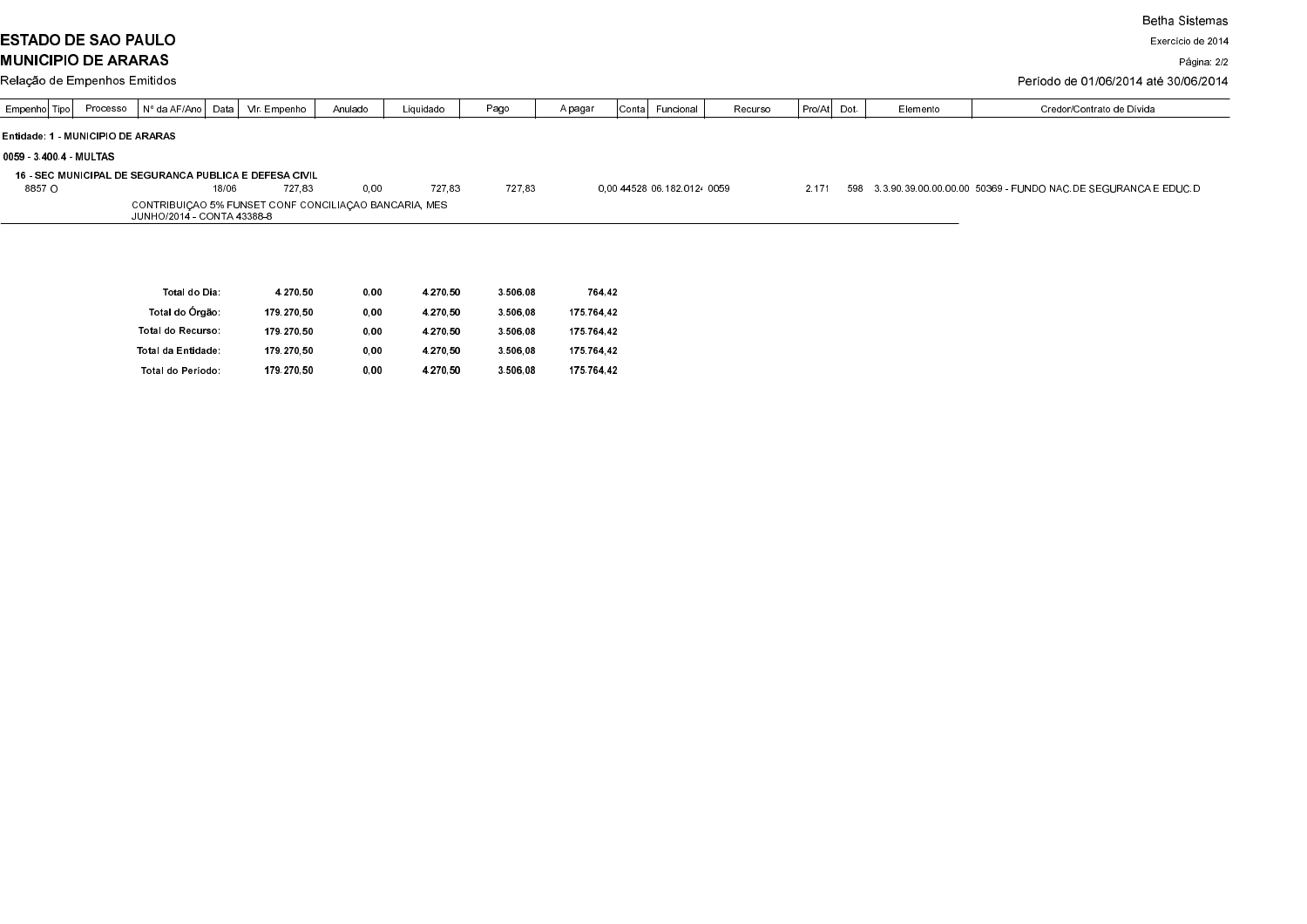ESTADO DE SAO PAULO

MUNICIPIO DE ARARAS

Relação de Empenhos Emitidos

Exercício de 2014

Período de 01/06/2014 até 30/06/2014

| Empenho | Tipo | Processo | Nº da AF/Ano | Data | Vlr. Empenho | Anulado | Liquidado | Pago | A pagar | Conta | Funcional | Recurso | Pro/At | Dot. | Elemento | Credor/Contrato de Dívida |
|---|---|---|---|---|---|---|---|---|---|---|---|---|---|---|---|---|
| **Entidade: 1 - MUNICIPIO DE ARARAS** | | | | | | | | | | | | | | | | |
| **0059 - 3.400.4 - MULTAS** | | | | | | | | | | | | | | | | |
| **16 - SEC MUNICIPAL DE SEGURANCA PUBLICA E DEFESA CIVIL** | | | | | | | | | | | | | | | | |
| 8857 | O | | | 18/06 | 727,83 | 0,00 | 727,83 | 727,83 | 0,00 | 44528 | 06.182.0124 | 0059 | 2.171 | 598 | 3.3.90.39.00.00.00.00 | 50369 - FUNDO NAC.DE SEGURANCA E EDUC.D |
| | | CONTRIBUIÇAO 5% FUNSET CONF CONCILIAÇAO BANCARIA, MES JUNHO/2014 - CONTA 43388-8 | | | | | | | | | | | | | | |

| | Vlr. Empenho | Anulado | Liquidado | Pago | A pagar |
|---|---|---|---|---|---|
| **Total do Dia:** | **4.270,50** | **0,00** | **4.270,50** | **3.506,08** | **764,42** |
| **Total do Órgão:** | **179.270,50** | **0,00** | **4.270,50** | **3.506,08** | **175.764,42** |
| **Total do Recurso:** | **179.270,50** | **0,00** | **4.270,50** | **3.506,08** | **175.764,42** |
| **Total da Entidade:** | **179.270,50** | **0,00** | **4.270,50** | **3.506,08** | **175.764,42** |
| **Total do Periodo:** | **179.270,50** | **0,00** | **4.270,50** | **3.506,08** | **175.764,42** |